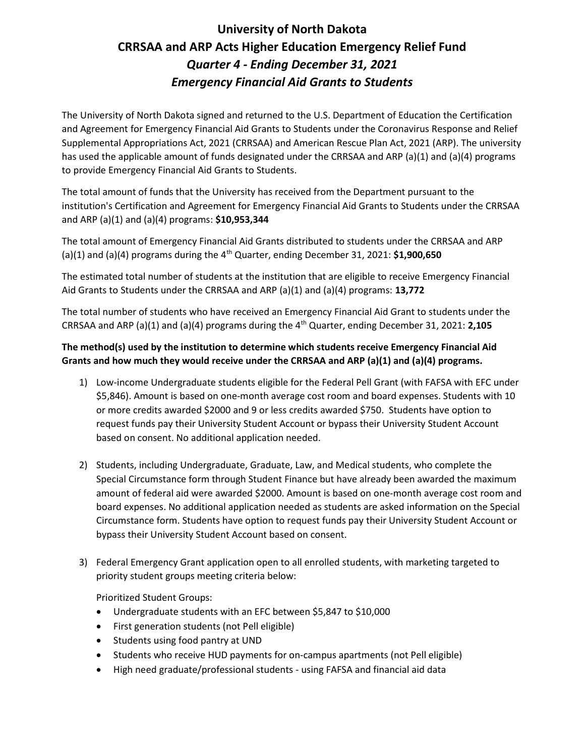# University of North Dakota
# CRRSAA and ARP Acts Higher Education Emergency Relief Fund
# *Quarter 4 - Ending December 31, 2021*
# *Emergency Financial Aid Grants to Students*

The University of North Dakota signed and returned to the U.S. Department of Education the Certification and Agreement for Emergency Financial Aid Grants to Students under the Coronavirus Response and Relief Supplemental Appropriations Act, 2021 (CRRSAA) and American Rescue Plan Act, 2021 (ARP). The university has used the applicable amount of funds designated under the CRRSAA and ARP (a)(1) and (a)(4) programs to provide Emergency Financial Aid Grants to Students.

The total amount of funds that the University has received from the Department pursuant to the institution's Certification and Agreement for Emergency Financial Aid Grants to Students under the CRRSAA and ARP (a)(1) and (a)(4) programs: **$10,953,344**

The total amount of Emergency Financial Aid Grants distributed to students under the CRRSAA and ARP (a)(1) and (a)(4) programs during the 4th Quarter, ending December 31, 2021: **$1,900,650**

The estimated total number of students at the institution that are eligible to receive Emergency Financial Aid Grants to Students under the CRRSAA and ARP (a)(1) and (a)(4) programs: **13,772**

The total number of students who have received an Emergency Financial Aid Grant to students under the CRRSAA and ARP (a)(1) and (a)(4) programs during the 4th Quarter, ending December 31, 2021: **2,105**

**The method(s) used by the institution to determine which students receive Emergency Financial Aid Grants and how much they would receive under the CRRSAA and ARP (a)(1) and (a)(4) programs.**

1) Low-income Undergraduate students eligible for the Federal Pell Grant (with FAFSA with EFC under $5,846). Amount is based on one-month average cost room and board expenses. Students with 10 or more credits awarded $2000 and 9 or less credits awarded $750. Students have option to request funds pay their University Student Account or bypass their University Student Account based on consent. No additional application needed.

2) Students, including Undergraduate, Graduate, Law, and Medical students, who complete the Special Circumstance form through Student Finance but have already been awarded the maximum amount of federal aid were awarded $2000. Amount is based on one-month average cost room and board expenses. No additional application needed as students are asked information on the Special Circumstance form. Students have option to request funds pay their University Student Account or bypass their University Student Account based on consent.

3) Federal Emergency Grant application open to all enrolled students, with marketing targeted to priority student groups meeting criteria below:

   Prioritized Student Groups:
   - Undergraduate students with an EFC between $5,847 to $10,000
   - First generation students (not Pell eligible)
   - Students using food pantry at UND
   - Students who receive HUD payments for on-campus apartments (not Pell eligible)
   - High need graduate/professional students - using FAFSA and financial aid data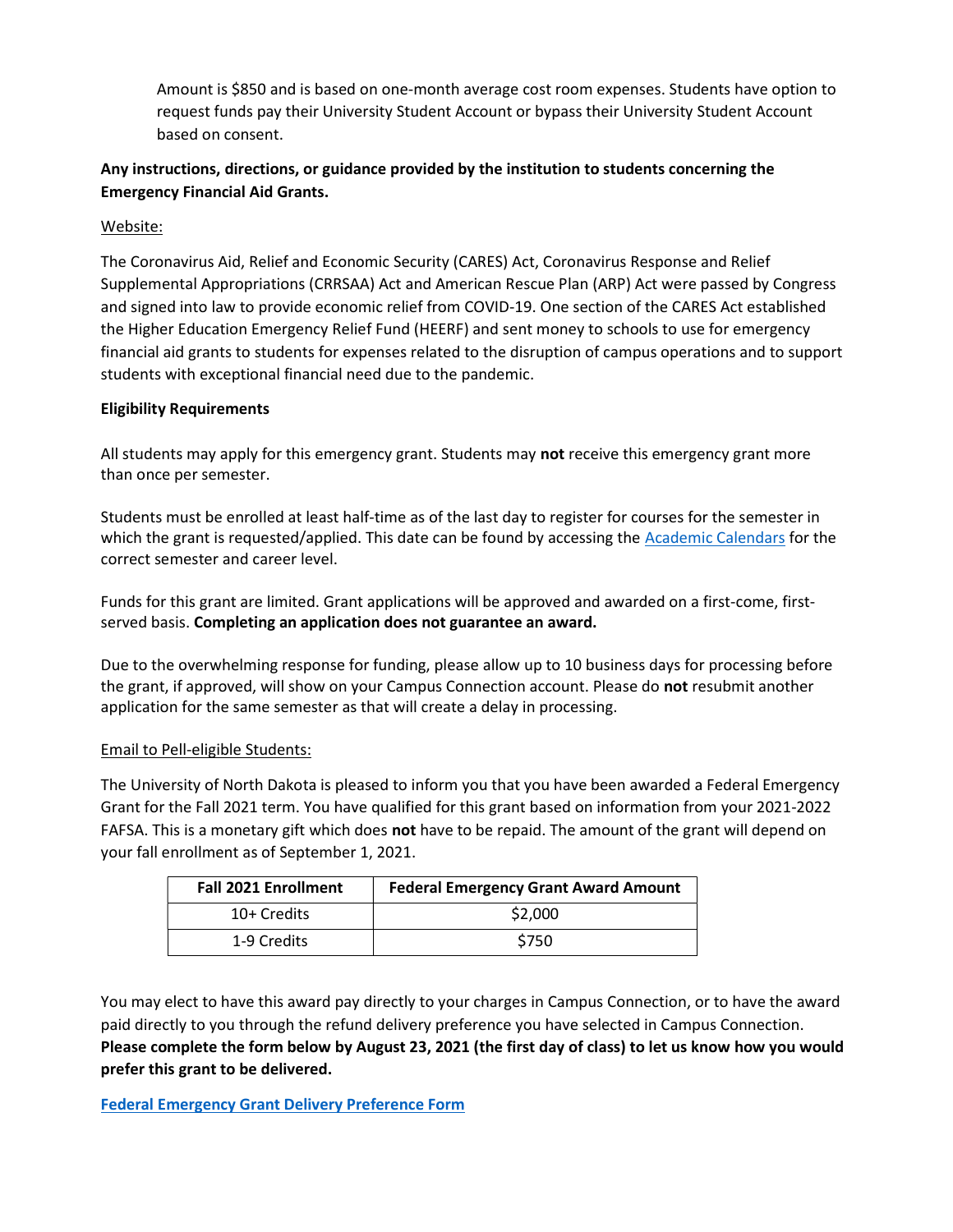Amount is $850 and is based on one-month average cost room expenses. Students have option to request funds pay their University Student Account or bypass their University Student Account based on consent.

**Any instructions, directions, or guidance provided by the institution to students concerning the Emergency Financial Aid Grants.**

Website:

The Coronavirus Aid, Relief and Economic Security (CARES) Act, Coronavirus Response and Relief Supplemental Appropriations (CRRSAA) Act and American Rescue Plan (ARP) Act were passed by Congress and signed into law to provide economic relief from COVID-19. One section of the CARES Act established the Higher Education Emergency Relief Fund (HEERF) and sent money to schools to use for emergency financial aid grants to students for expenses related to the disruption of campus operations and to support students with exceptional financial need due to the pandemic.

**Eligibility Requirements**

All students may apply for this emergency grant. Students may **not** receive this emergency grant more than once per semester.

Students must be enrolled at least half-time as of the last day to register for courses for the semester in which the grant is requested/applied. This date can be found by accessing the Academic Calendars for the correct semester and career level.

Funds for this grant are limited. Grant applications will be approved and awarded on a first-come, first-served basis. **Completing an application does not guarantee an award.**

Due to the overwhelming response for funding, please allow up to 10 business days for processing before the grant, if approved, will show on your Campus Connection account. Please do **not** resubmit another application for the same semester as that will create a delay in processing.

Email to Pell-eligible Students:

The University of North Dakota is pleased to inform you that you have been awarded a Federal Emergency Grant for the Fall 2021 term. You have qualified for this grant based on information from your 2021-2022 FAFSA. This is a monetary gift which does **not** have to be repaid. The amount of the grant will depend on your fall enrollment as of September 1, 2021.

| Fall 2021 Enrollment | Federal Emergency Grant Award Amount |
| --- | --- |
| 10+ Credits | $2,000 |
| 1-9 Credits | $750 |

You may elect to have this award pay directly to your charges in Campus Connection, or to have the award paid directly to you through the refund delivery preference you have selected in Campus Connection. **Please complete the form below by August 23, 2021 (the first day of class) to let us know how you would prefer this grant to be delivered.**

**Federal Emergency Grant Delivery Preference Form**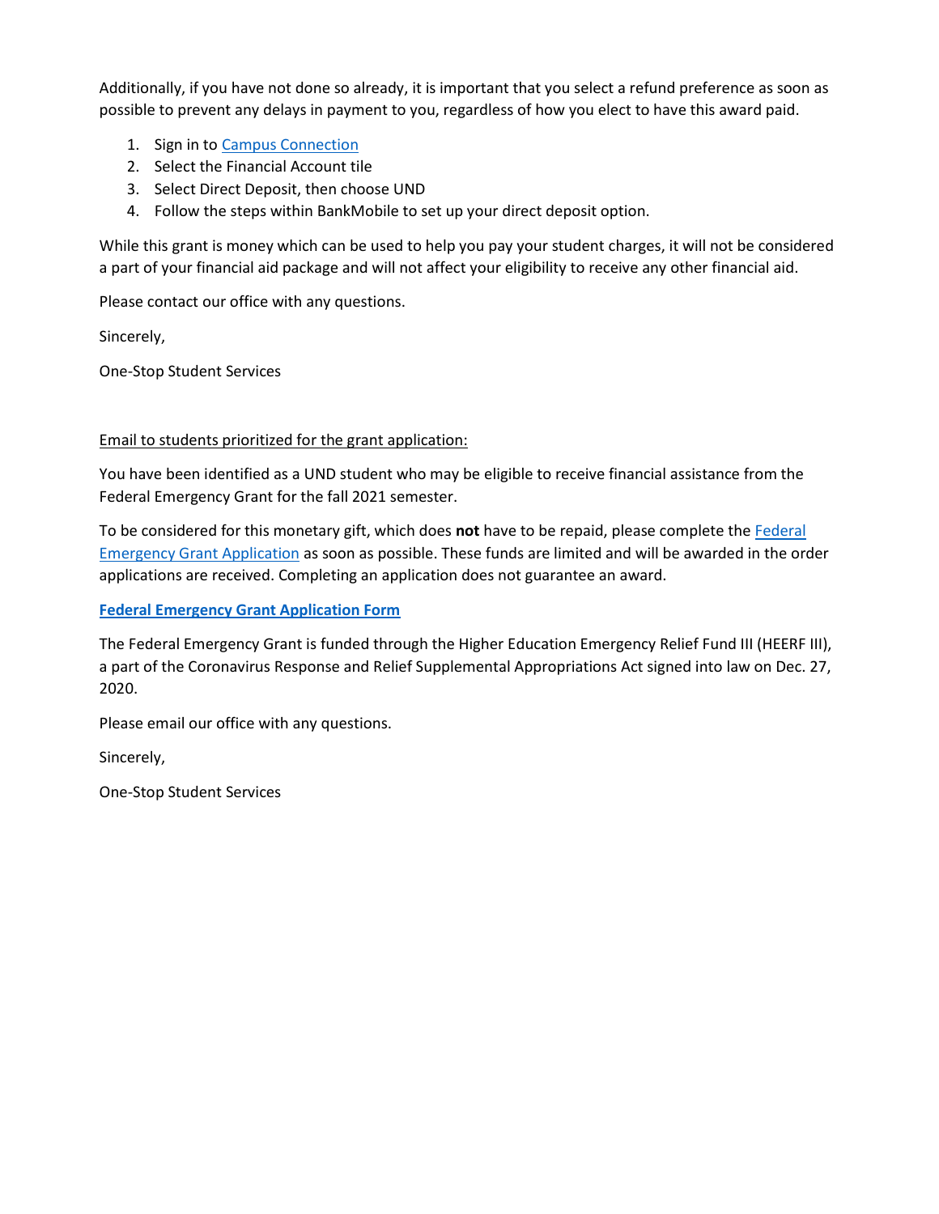Additionally, if you have not done so already, it is important that you select a refund preference as soon as possible to prevent any delays in payment to you, regardless of how you elect to have this award paid.

1. Sign in to Campus Connection
2. Select the Financial Account tile
3. Select Direct Deposit, then choose UND
4. Follow the steps within BankMobile to set up your direct deposit option.

While this grant is money which can be used to help you pay your student charges, it will not be considered a part of your financial aid package and will not affect your eligibility to receive any other financial aid.

Please contact our office with any questions.

Sincerely,

One-Stop Student Services

Email to students prioritized for the grant application:

You have been identified as a UND student who may be eligible to receive financial assistance from the Federal Emergency Grant for the fall 2021 semester.

To be considered for this monetary gift, which does **not** have to be repaid, please complete the Federal Emergency Grant Application as soon as possible. These funds are limited and will be awarded in the order applications are received. Completing an application does not guarantee an award.

**Federal Emergency Grant Application Form**

The Federal Emergency Grant is funded through the Higher Education Emergency Relief Fund III (HEERF III), a part of the Coronavirus Response and Relief Supplemental Appropriations Act signed into law on Dec. 27, 2020.

Please email our office with any questions.

Sincerely,

One-Stop Student Services